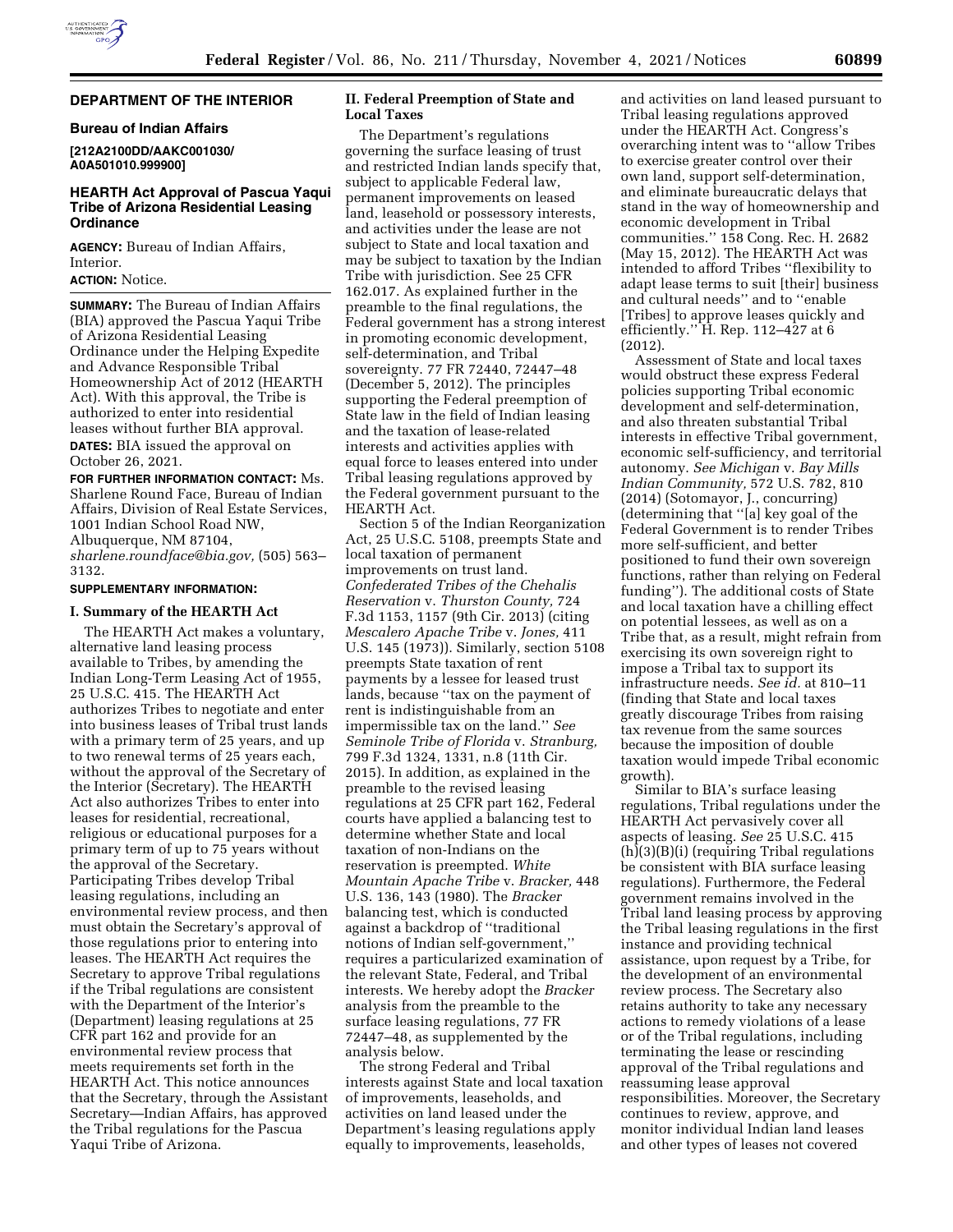## DEPARTMENT OF THE INTERIOR

### Bureau of Indian Affairs

**[212A2100DD/AAKC001030/A0A501010.999900]**

### HEARTH Act Approval of Pascua Yaqui Tribe of Arizona Residential Leasing Ordinance

**AGENCY:** Bureau of Indian Affairs, Interior.

**ACTION:** Notice.

**SUMMARY:** The Bureau of Indian Affairs (BIA) approved the Pascua Yaqui Tribe of Arizona Residential Leasing Ordinance under the Helping Expedite and Advance Responsible Tribal Homeownership Act of 2012 (HEARTH Act). With this approval, the Tribe is authorized to enter into residential leases without further BIA approval.

**DATES:** BIA issued the approval on October 26, 2021.

**FOR FURTHER INFORMATION CONTACT:** Ms. Sharlene Round Face, Bureau of Indian Affairs, Division of Real Estate Services, 1001 Indian School Road NW, Albuquerque, NM 87104, *sharlene.roundface@bia.gov,* (505) 563–3132.

**SUPPLEMENTARY INFORMATION:**

#### I. Summary of the HEARTH Act

The HEARTH Act makes a voluntary, alternative land leasing process available to Tribes, by amending the Indian Long-Term Leasing Act of 1955, 25 U.S.C. 415. The HEARTH Act authorizes Tribes to negotiate and enter into business leases of Tribal trust lands with a primary term of 25 years, and up to two renewal terms of 25 years each, without the approval of the Secretary of the Interior (Secretary). The HEARTH Act also authorizes Tribes to enter into leases for residential, recreational, religious or educational purposes for a primary term of up to 75 years without the approval of the Secretary. Participating Tribes develop Tribal leasing regulations, including an environmental review process, and then must obtain the Secretary's approval of those regulations prior to entering into leases. The HEARTH Act requires the Secretary to approve Tribal regulations if the Tribal regulations are consistent with the Department of the Interior's (Department) leasing regulations at 25 CFR part 162 and provide for an environmental review process that meets requirements set forth in the HEARTH Act. This notice announces that the Secretary, through the Assistant Secretary—Indian Affairs, has approved the Tribal regulations for the Pascua Yaqui Tribe of Arizona.

#### II. Federal Preemption of State and Local Taxes

The Department's regulations governing the surface leasing of trust and restricted Indian lands specify that, subject to applicable Federal law, permanent improvements on leased land, leasehold or possessory interests, and activities under the lease are not subject to State and local taxation and may be subject to taxation by the Indian Tribe with jurisdiction. See 25 CFR 162.017. As explained further in the preamble to the final regulations, the Federal government has a strong interest in promoting economic development, self-determination, and Tribal sovereignty. 77 FR 72440, 72447–48 (December 5, 2012). The principles supporting the Federal preemption of State law in the field of Indian leasing and the taxation of lease-related interests and activities applies with equal force to leases entered into under Tribal leasing regulations approved by the Federal government pursuant to the HEARTH Act.

Section 5 of the Indian Reorganization Act, 25 U.S.C. 5108, preempts State and local taxation of permanent improvements on trust land. *Confederated Tribes of the Chehalis Reservation* v. *Thurston County,* 724 F.3d 1153, 1157 (9th Cir. 2013) (citing *Mescalero Apache Tribe* v. *Jones,* 411 U.S. 145 (1973)). Similarly, section 5108 preempts State taxation of rent payments by a lessee for leased trust lands, because "tax on the payment of rent is indistinguishable from an impermissible tax on the land." *See Seminole Tribe of Florida* v. *Stranburg,* 799 F.3d 1324, 1331, n.8 (11th Cir. 2015). In addition, as explained in the preamble to the revised leasing regulations at 25 CFR part 162, Federal courts have applied a balancing test to determine whether State and local taxation of non-Indians on the reservation is preempted. *White Mountain Apache Tribe* v. *Bracker,* 448 U.S. 136, 143 (1980). The *Bracker* balancing test, which is conducted against a backdrop of "traditional notions of Indian self-government," requires a particularized examination of the relevant State, Federal, and Tribal interests. We hereby adopt the *Bracker* analysis from the preamble to the surface leasing regulations, 77 FR 72447–48, as supplemented by the analysis below.

The strong Federal and Tribal interests against State and local taxation of improvements, leaseholds, and activities on land leased under the Department's leasing regulations apply equally to improvements, leaseholds, and activities on land leased pursuant to Tribal leasing regulations approved under the HEARTH Act. Congress's overarching intent was to "allow Tribes to exercise greater control over their own land, support self-determination, and eliminate bureaucratic delays that stand in the way of homeownership and economic development in Tribal communities." 158 Cong. Rec. H. 2682 (May 15, 2012). The HEARTH Act was intended to afford Tribes "flexibility to adapt lease terms to suit [their] business and cultural needs" and to "enable [Tribes] to approve leases quickly and efficiently." H. Rep. 112–427 at 6 (2012).

Assessment of State and local taxes would obstruct these express Federal policies supporting Tribal economic development and self-determination, and also threaten substantial Tribal interests in effective Tribal government, economic self-sufficiency, and territorial autonomy. *See Michigan* v. *Bay Mills Indian Community,* 572 U.S. 782, 810 (2014) (Sotomayor, J., concurring) (determining that "[a] key goal of the Federal Government is to render Tribes more self-sufficient, and better positioned to fund their own sovereign functions, rather than relying on Federal funding"). The additional costs of State and local taxation have a chilling effect on potential lessees, as well as on a Tribe that, as a result, might refrain from exercising its own sovereign right to impose a Tribal tax to support its infrastructure needs. *See id.* at 810–11 (finding that State and local taxes greatly discourage Tribes from raising tax revenue from the same sources because the imposition of double taxation would impede Tribal economic growth).

Similar to BIA's surface leasing regulations, Tribal regulations under the HEARTH Act pervasively cover all aspects of leasing. *See* 25 U.S.C. 415 (h)(3)(B)(i) (requiring Tribal regulations be consistent with BIA surface leasing regulations). Furthermore, the Federal government remains involved in the Tribal land leasing process by approving the Tribal leasing regulations in the first instance and providing technical assistance, upon request by a Tribe, for the development of an environmental review process. The Secretary also retains authority to take any necessary actions to remedy violations of a lease or of the Tribal regulations, including terminating the lease or rescinding approval of the Tribal regulations and reassuming lease approval responsibilities. Moreover, the Secretary continues to review, approve, and monitor individual Indian land leases and other types of leases not covered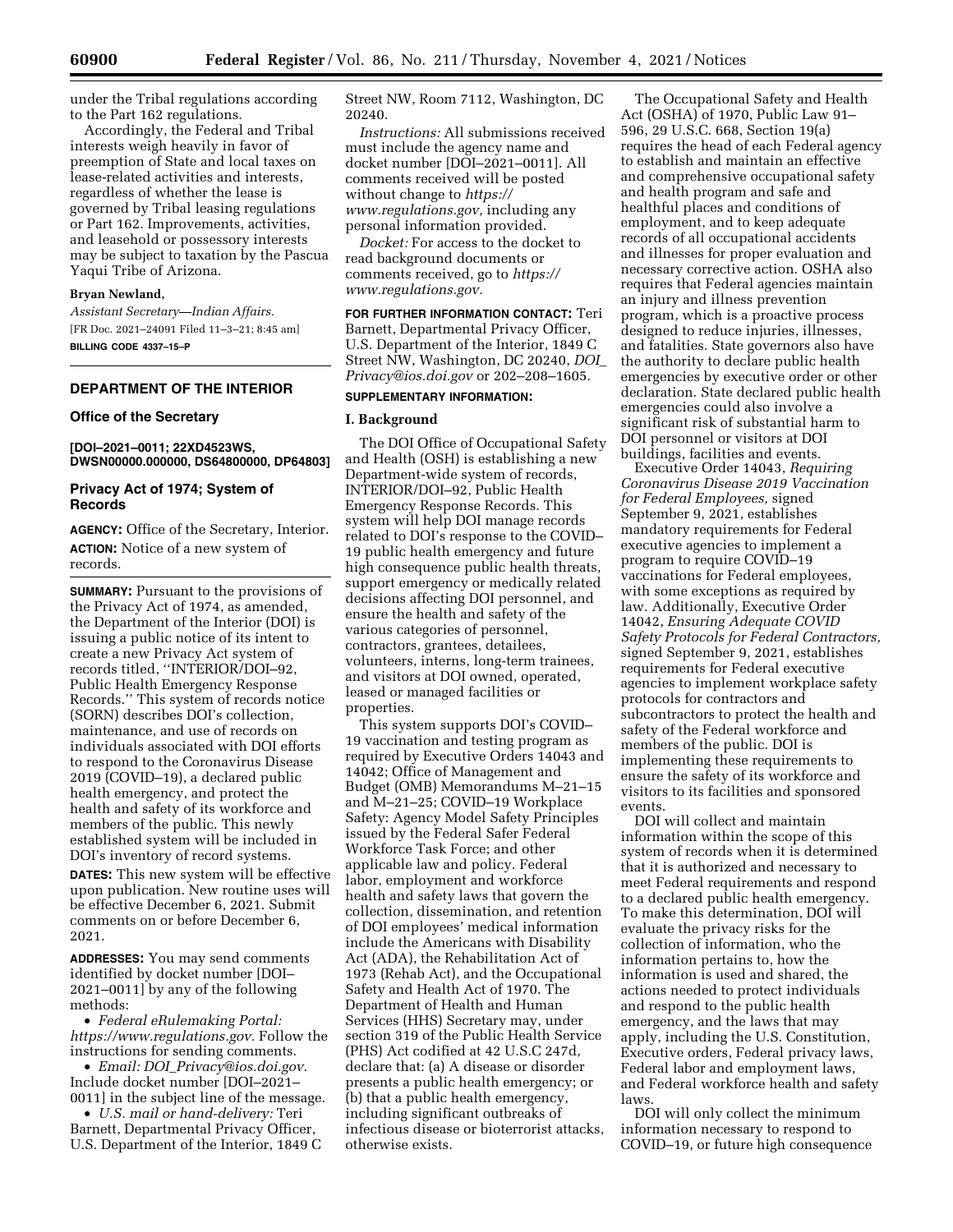under the Tribal regulations according to the Part 162 regulations.

Accordingly, the Federal and Tribal interests weigh heavily in favor of preemption of State and local taxes on lease-related activities and interests, regardless of whether the lease is governed by Tribal leasing regulations or Part 162. Improvements, activities, and leasehold or possessory interests may be subject to taxation by the Pascua Yaqui Tribe of Arizona.

**Bryan Newland,**

*Assistant Secretary—Indian Affairs.*

[FR Doc. 2021–24091 Filed 11–3–21; 8:45 am]

**BILLING CODE 4337–15–P**

## DEPARTMENT OF THE INTERIOR

### Office of the Secretary

**[DOI–2021–0011; 22XD4523WS, DWSN00000.000000, DS64800000, DP64803]**

### Privacy Act of 1974; System of Records

**AGENCY:** Office of the Secretary, Interior.

**ACTION:** Notice of a new system of records.

**SUMMARY:** Pursuant to the provisions of the Privacy Act of 1974, as amended, the Department of the Interior (DOI) is issuing a public notice of its intent to create a new Privacy Act system of records titled, ''INTERIOR/DOI–92, Public Health Emergency Response Records.'' This system of records notice (SORN) describes DOI's collection, maintenance, and use of records on individuals associated with DOI efforts to respond to the Coronavirus Disease 2019 (COVID–19), a declared public health emergency, and protect the health and safety of its workforce and members of the public. This newly established system will be included in DOI's inventory of record systems.

**DATES:** This new system will be effective upon publication. New routine uses will be effective December 6, 2021. Submit comments on or before December 6, 2021.

**ADDRESSES:** You may send comments identified by docket number [DOI–2021–0011] by any of the following methods:

- *Federal eRulemaking Portal: https://www.regulations.gov.* Follow the instructions for sending comments.
- *Email: DOI_Privacy@ios.doi.gov.* Include docket number [DOI–2021–0011] in the subject line of the message.
- *U.S. mail or hand-delivery:* Teri Barnett, Departmental Privacy Officer, U.S. Department of the Interior, 1849 C Street NW, Room 7112, Washington, DC 20240.

*Instructions:* All submissions received must include the agency name and docket number [DOI–2021–0011]. All comments received will be posted without change to *https://www.regulations.gov,* including any personal information provided.

*Docket:* For access to the docket to read background documents or comments received, go to *https://www.regulations.gov.*

**FOR FURTHER INFORMATION CONTACT:** Teri Barnett, Departmental Privacy Officer, U.S. Department of the Interior, 1849 C Street NW, Washington, DC 20240, *DOI_Privacy@ios.doi.gov* or 202–208–1605.

**SUPPLEMENTARY INFORMATION:**

#### I. Background

The DOI Office of Occupational Safety and Health (OSH) is establishing a new Department-wide system of records, INTERIOR/DOI–92, Public Health Emergency Response Records. This system will help DOI manage records related to DOI's response to the COVID–19 public health emergency and future high consequence public health threats, support emergency or medically related decisions affecting DOI personnel, and ensure the health and safety of the various categories of personnel, contractors, grantees, detailees, volunteers, interns, long-term trainees, and visitors at DOI owned, operated, leased or managed facilities or properties.

This system supports DOI's COVID–19 vaccination and testing program as required by Executive Orders 14043 and 14042; Office of Management and Budget (OMB) Memorandums M–21–15 and M–21–25; COVID–19 Workplace Safety: Agency Model Safety Principles issued by the Federal Safer Federal Workforce Task Force; and other applicable law and policy. Federal labor, employment and workforce health and safety laws that govern the collection, dissemination, and retention of DOI employees' medical information include the Americans with Disability Act (ADA), the Rehabilitation Act of 1973 (Rehab Act), and the Occupational Safety and Health Act of 1970. The Department of Health and Human Services (HHS) Secretary may, under section 319 of the Public Health Service (PHS) Act codified at 42 U.S.C 247d, declare that: (a) A disease or disorder presents a public health emergency; or (b) that a public health emergency, including significant outbreaks of infectious disease or bioterrorist attacks, otherwise exists.

The Occupational Safety and Health Act (OSHA) of 1970, Public Law 91–596, 29 U.S.C. 668, Section 19(a) requires the head of each Federal agency to establish and maintain an effective and comprehensive occupational safety and health program and safe and healthful places and conditions of employment, and to keep adequate records of all occupational accidents and illnesses for proper evaluation and necessary corrective action. OSHA also requires that Federal agencies maintain an injury and illness prevention program, which is a proactive process designed to reduce injuries, illnesses, and fatalities. State governors also have the authority to declare public health emergencies by executive order or other declaration. State declared public health emergencies could also involve a significant risk of substantial harm to DOI personnel or visitors at DOI buildings, facilities and events.

Executive Order 14043, *Requiring Coronavirus Disease 2019 Vaccination for Federal Employees,* signed September 9, 2021, establishes mandatory requirements for Federal executive agencies to implement a program to require COVID–19 vaccinations for Federal employees, with some exceptions as required by law. Additionally, Executive Order 14042, *Ensuring Adequate COVID Safety Protocols for Federal Contractors,* signed September 9, 2021, establishes requirements for Federal executive agencies to implement workplace safety protocols for contractors and subcontractors to protect the health and safety of the Federal workforce and members of the public. DOI is implementing these requirements to ensure the safety of its workforce and visitors to its facilities and sponsored events.

DOI will collect and maintain information within the scope of this system of records when it is determined that it is authorized and necessary to meet Federal requirements and respond to a declared public health emergency. To make this determination, DOI will evaluate the privacy risks for the collection of information, who the information pertains to, how the information is used and shared, the actions needed to protect individuals and respond to the public health emergency, and the laws that may apply, including the U.S. Constitution, Executive orders, Federal privacy laws, Federal labor and employment laws, and Federal workforce health and safety laws.

DOI will only collect the minimum information necessary to respond to COVID–19, or future high consequence